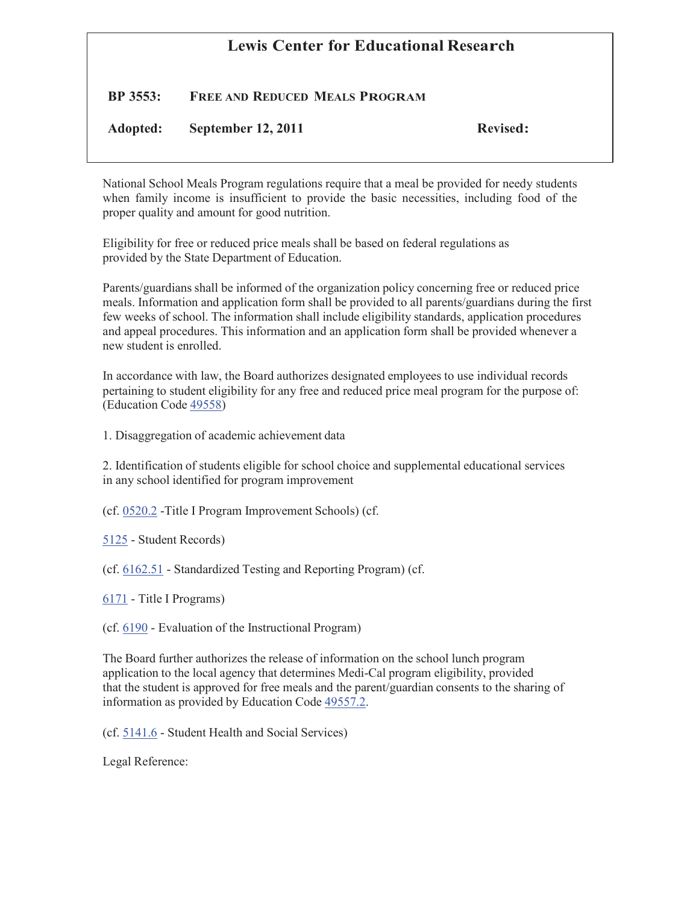# Lewis Center for Educational Research

**BP 3553: FREE AND REDUCED MEALS PROGRAM**

**Adopted: September 12, 2011** **Revised:**

National School Meals Program regulations require that a meal be provided for needy students when family income is insufficient to provide the basic necessities, including food of the proper quality and amount for good nutrition.

Eligibility for free or reduced price meals shall be based on federal regulations as provided by the State Department of Education.

Parents/guardians shall be informed of the organization policy concerning free or reduced price meals. Information and application form shall be provided to all parents/guardians during the first few weeks of school. The information shall include eligibility standards, application procedures and appeal procedures. This information and an application form shall be provided whenever a new student is enrolled.

In accordance with law, the Board authorizes designated employees to use individual records pertaining to student eligibility for any free and reduced price meal program for the purpose of: (Education Code 49558)

1. Disaggregation of academic achievement data

2. Identification of students eligible for school choice and supplemental educational services in any school identified for program improvement

(cf. 0520.2 -Title I Program Improvement Schools) (cf.

5125 - Student Records)

(cf. 6162.51 - Standardized Testing and Reporting Program) (cf.

6171 - Title I Programs)

(cf. 6190 - Evaluation of the Instructional Program)

The Board further authorizes the release of information on the school lunch program application to the local agency that determines Medi-Cal program eligibility, provided that the student is approved for free meals and the parent/guardian consents to the sharing of information as provided by Education Code 49557.2.

(cf. 5141.6 - Student Health and Social Services)

Legal Reference: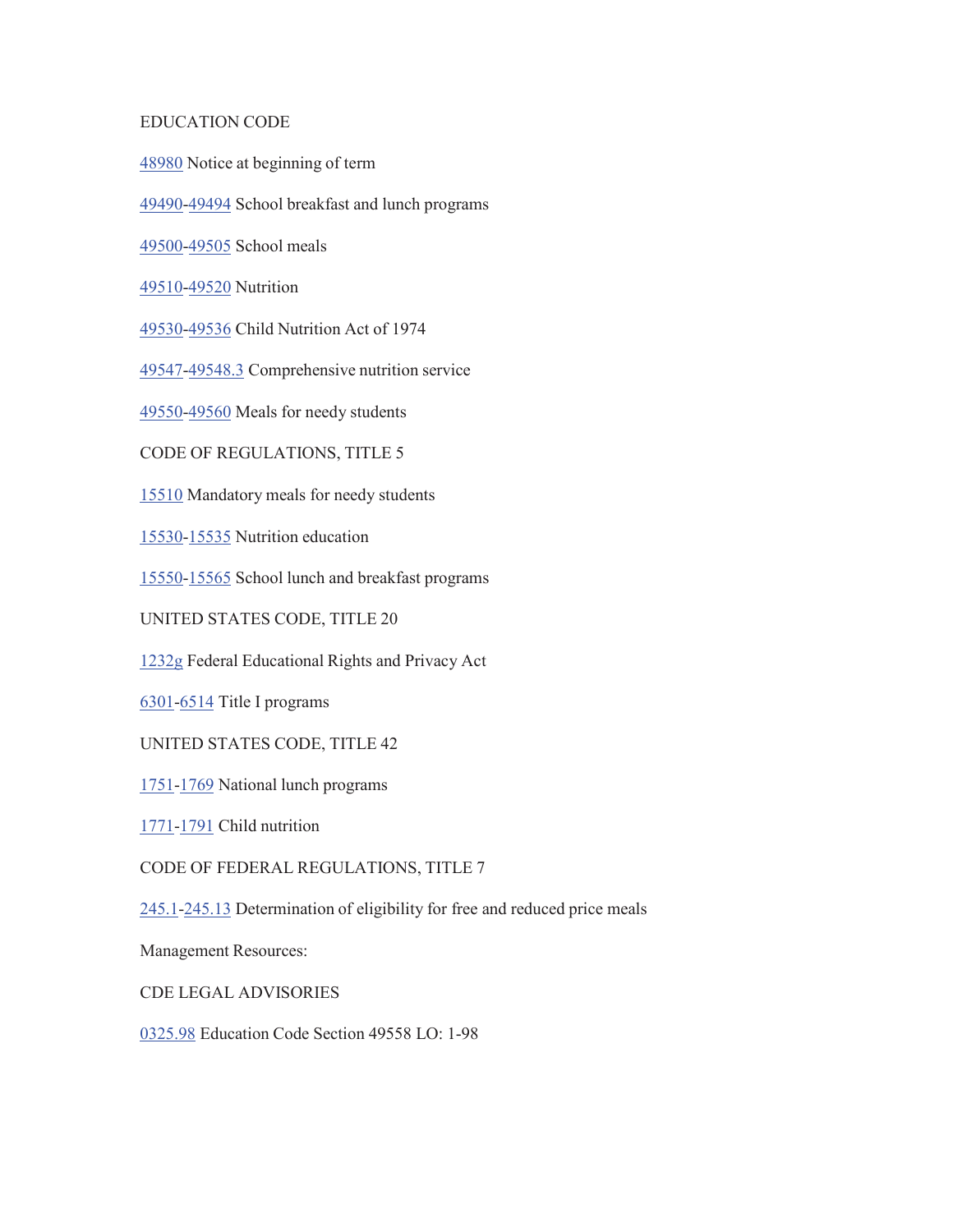EDUCATION CODE

48980 Notice at beginning of term

49490-49494 School breakfast and lunch programs

49500-49505 School meals

49510-49520 Nutrition

49530-49536 Child Nutrition Act of 1974

49547-49548.3 Comprehensive nutrition service

49550-49560 Meals for needy students

CODE OF REGULATIONS, TITLE 5

15510 Mandatory meals for needy students

15530-15535 Nutrition education

15550-15565 School lunch and breakfast programs

UNITED STATES CODE, TITLE 20

1232g Federal Educational Rights and Privacy Act

6301-6514 Title I programs

UNITED STATES CODE, TITLE 42

1751-1769 National lunch programs

1771-1791 Child nutrition

CODE OF FEDERAL REGULATIONS, TITLE 7

245.1-245.13 Determination of eligibility for free and reduced price meals

Management Resources:

CDE LEGAL ADVISORIES

0325.98 Education Code Section 49558 LO: 1-98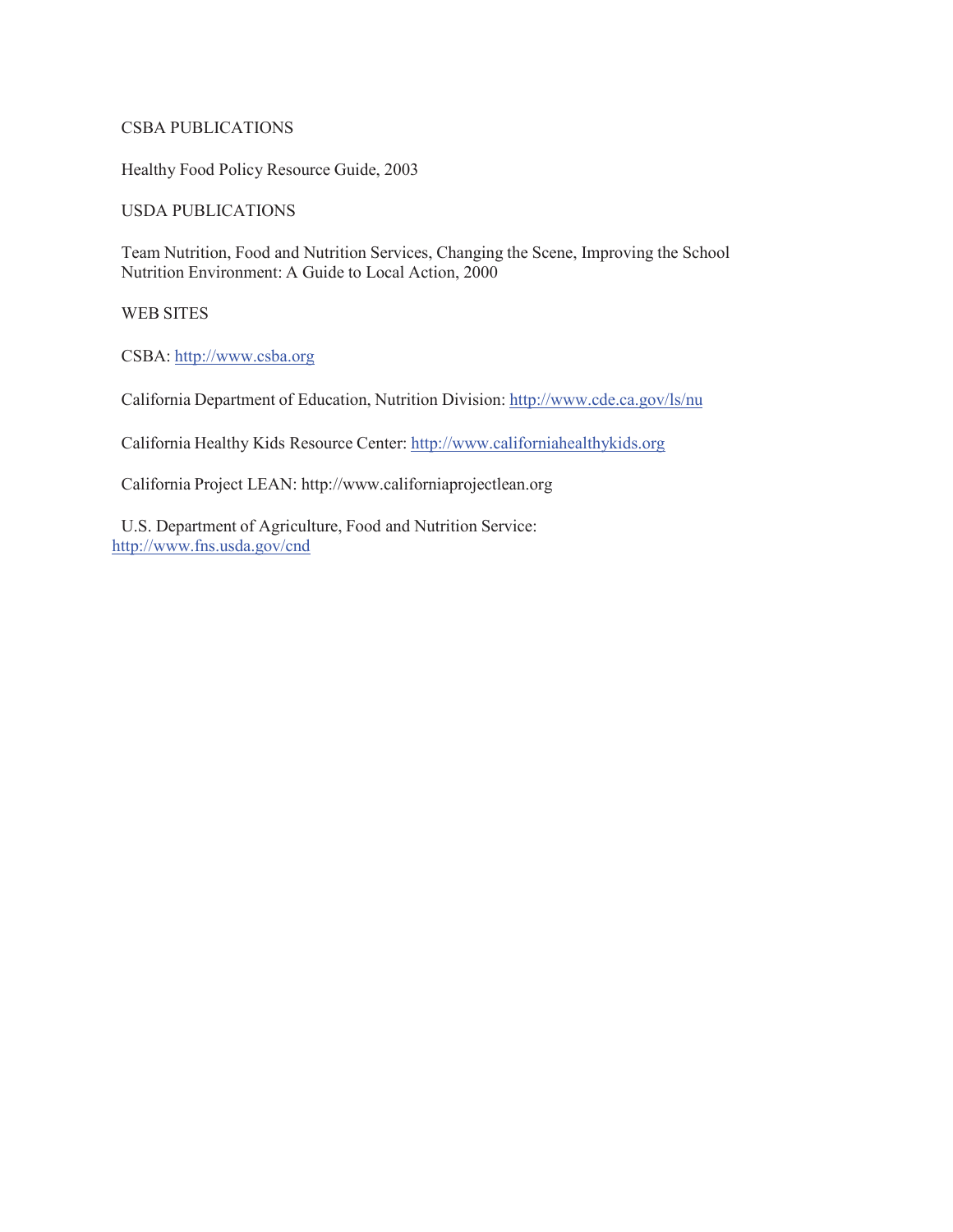## CSBA PUBLICATIONS

Healthy Food Policy Resource Guide, 2003

## USDA PUBLICATIONS

Team Nutrition, Food and Nutrition Services, Changing the Scene, Improving the School Nutrition Environment: A Guide to Local Action, 2000

## WEB SITES

CSBA: http://www.csba.org

California Department of Education, Nutrition Division: http://www.cde.ca.gov/ls/nu

California Healthy Kids Resource Center: http://www.californiahealthykids.org

California Project LEAN: http://www.californiaprojectlean.org

U.S. Department of Agriculture, Food and Nutrition Service: http://www.fns.usda.gov/cnd